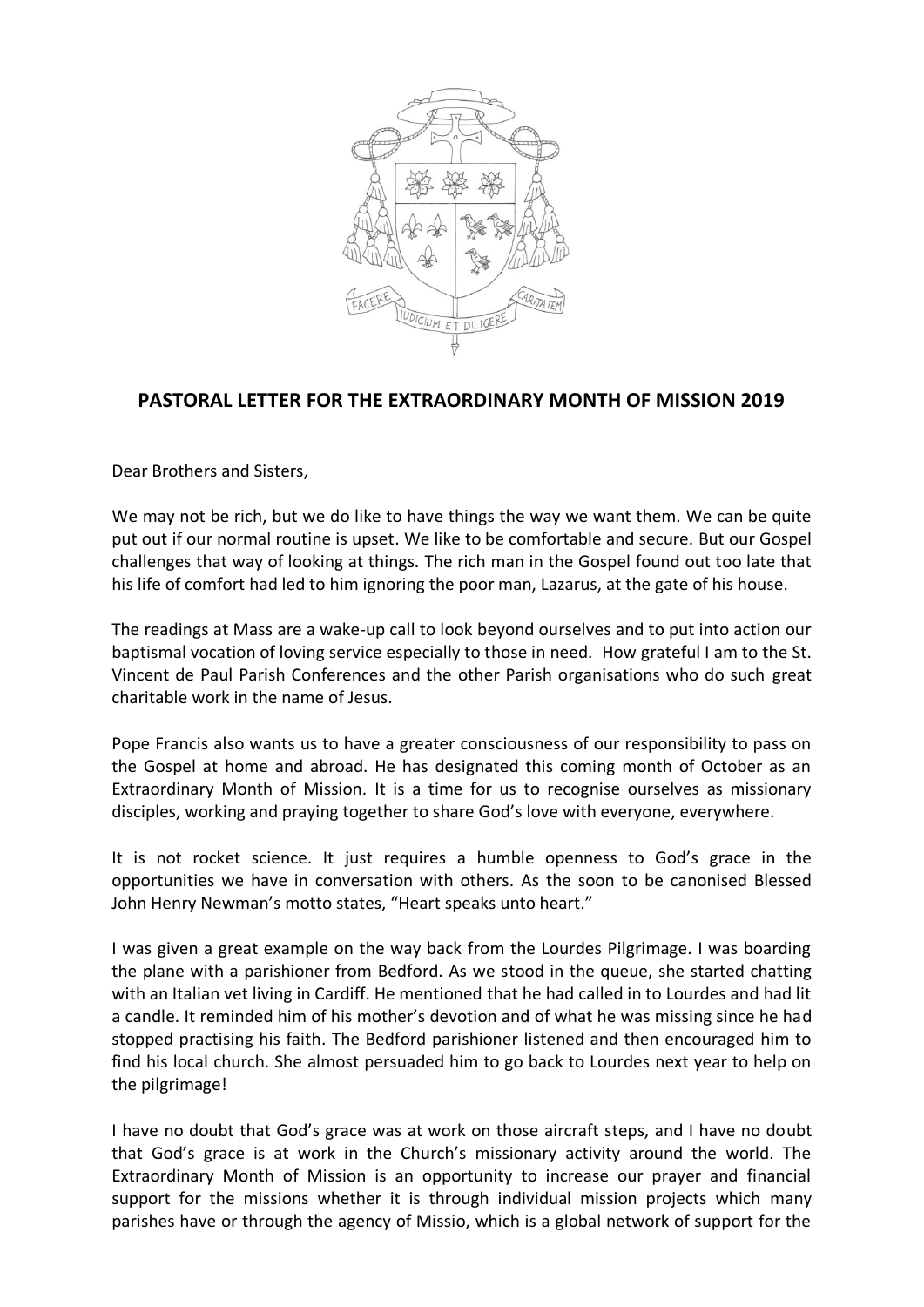## PASTORAL LETTER FOR THE EXTRAORDINARY MONTH OF MISSION 2019

Dear Brothers and Sisters,

We may not be rich, but we do like to have things the way we want them. We can be quite put out if our normal routine is upset. We like to be comfortable and secure. But our Gospel challenges that way of looking at things. The rich man in the Gospel found out too late that his life of comfort had led to him ignoring the poor man, Lazarus, at the gate of his house.

The readings at Mass are a wake-up call to look beyond ourselves and to put into action our baptismal vocation of loving service especially to those in need. How grateful I am to the St. Vincent de Paul Parish Conferences and the other Parish organisations who do such great charitable work in the name of Jesus.

Pope Francis also wants us to have a greater consciousness of our responsibility to pass on the Gospel at home and abroad. He has designated this coming month of October as an Extraordinary Month of Mission. It is a time for us to recognise ourselves as missionary disciples, working and praying together to share God's love with everyone, everywhere.

It is not rocket science. It just requires a humble openness to God's grace in the opportunities we have in conversation with others. As the soon to be canonised Blessed John Henry Newman's motto states, "Heart speaks unto heart."

I was given a great example on the way back from the Lourdes Pilgrimage. I was boarding the plane with a parishioner from Bedford. As we stood in the queue, she started chatting with an Italian vet living in Cardiff. He mentioned that he had called in to Lourdes and had lit a candle. It reminded him of his mother's devotion and of what he was missing since he had stopped practising his faith. The Bedford parishioner listened and then encouraged him to find his local church. She almost persuaded him to go back to Lourdes next year to help on the pilgrimage!

I have no doubt that God's grace was at work on those aircraft steps, and I have no doubt that God's grace is at work in the Church's missionary activity around the world. The Extraordinary Month of Mission is an opportunity to increase our prayer and financial support for the missions whether it is through individual mission projects which many parishes have or through the agency of Missio, which is a global network of support for the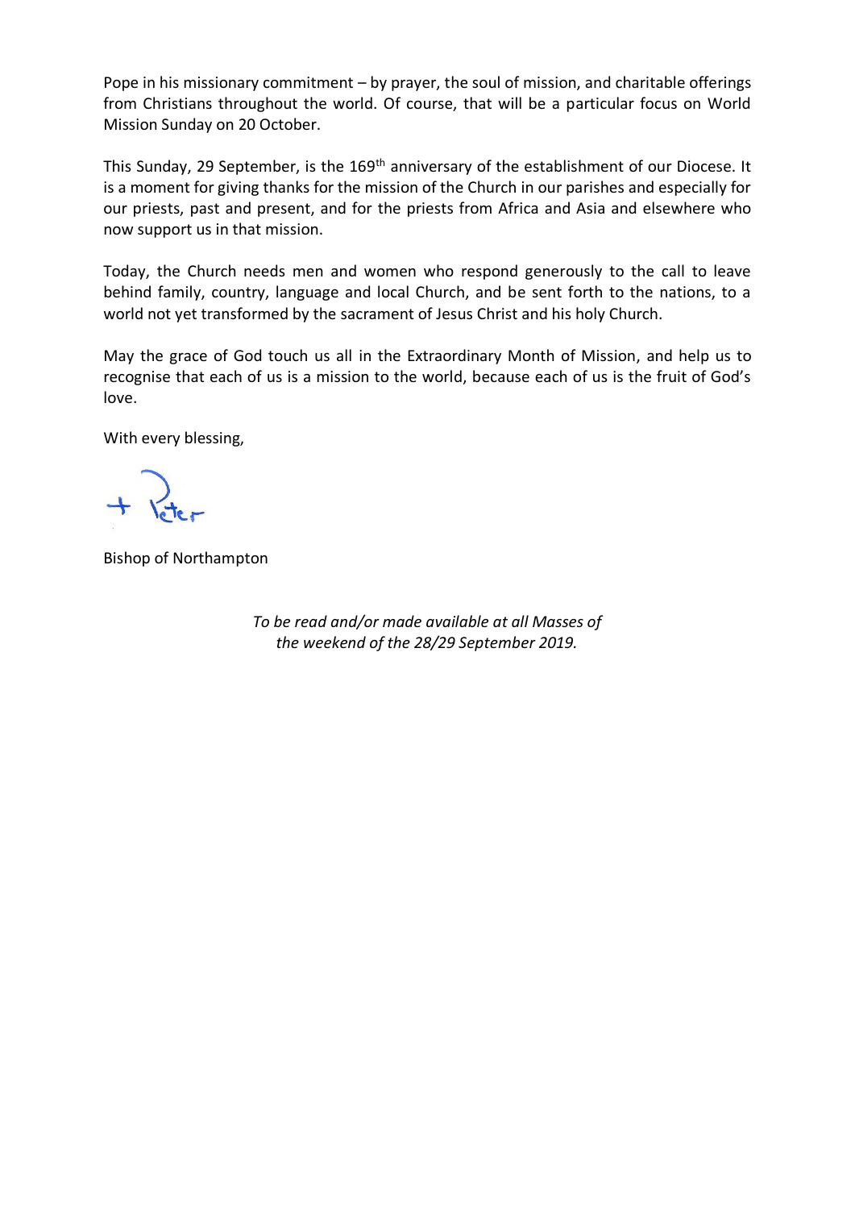Pope in his missionary commitment – by prayer, the soul of mission, and charitable offerings from Christians throughout the world. Of course, that will be a particular focus on World Mission Sunday on 20 October.

This Sunday, 29 September, is the 169th anniversary of the establishment of our Diocese. It is a moment for giving thanks for the mission of the Church in our parishes and especially for our priests, past and present, and for the priests from Africa and Asia and elsewhere who now support us in that mission.

Today, the Church needs men and women who respond generously to the call to leave behind family, country, language and local Church, and be sent forth to the nations, to a world not yet transformed by the sacrament of Jesus Christ and his holy Church.

May the grace of God touch us all in the Extraordinary Month of Mission, and help us to recognise that each of us is a mission to the world, because each of us is the fruit of God's love.

With every blessing,

+ Peter

Bishop of Northampton

*To be read and/or made available at all Masses of the weekend of the 28/29 September 2019.*